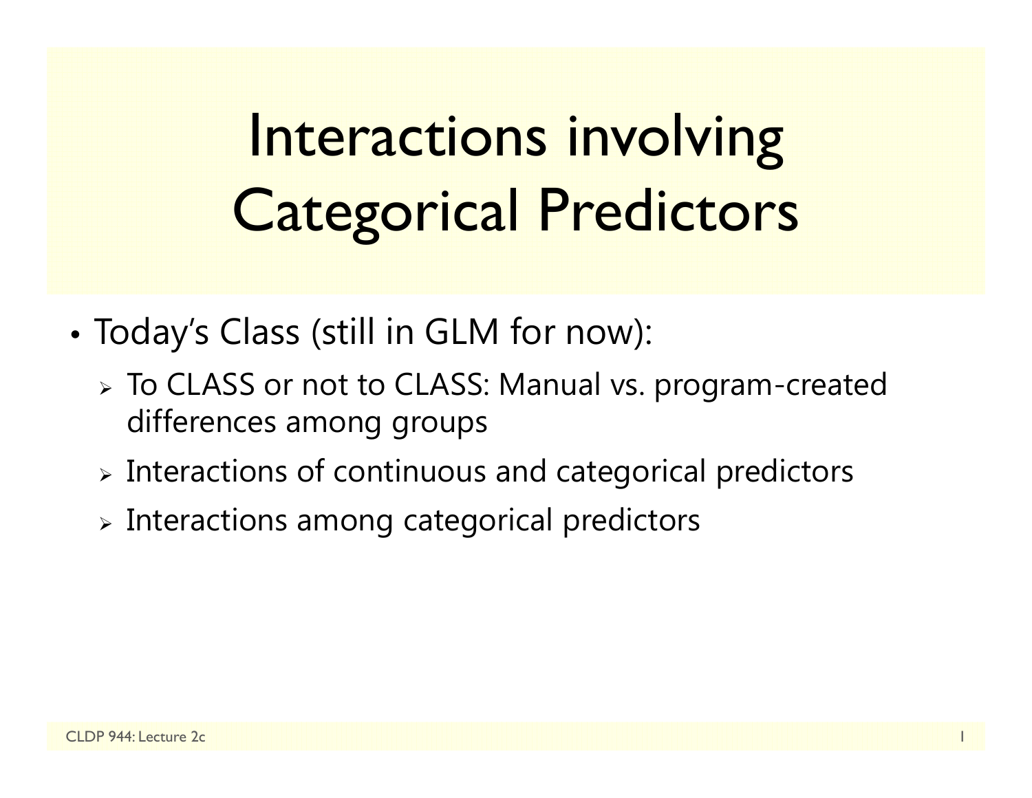# Interactions involving Categorical Predictors

- Today's Class (still in GLM for now):
  - To CLASS or not to CLASS: Manual vs. program-created differences among groups
  - Interactions of continuous and categorical predictors
  - Interactions among categorical predictors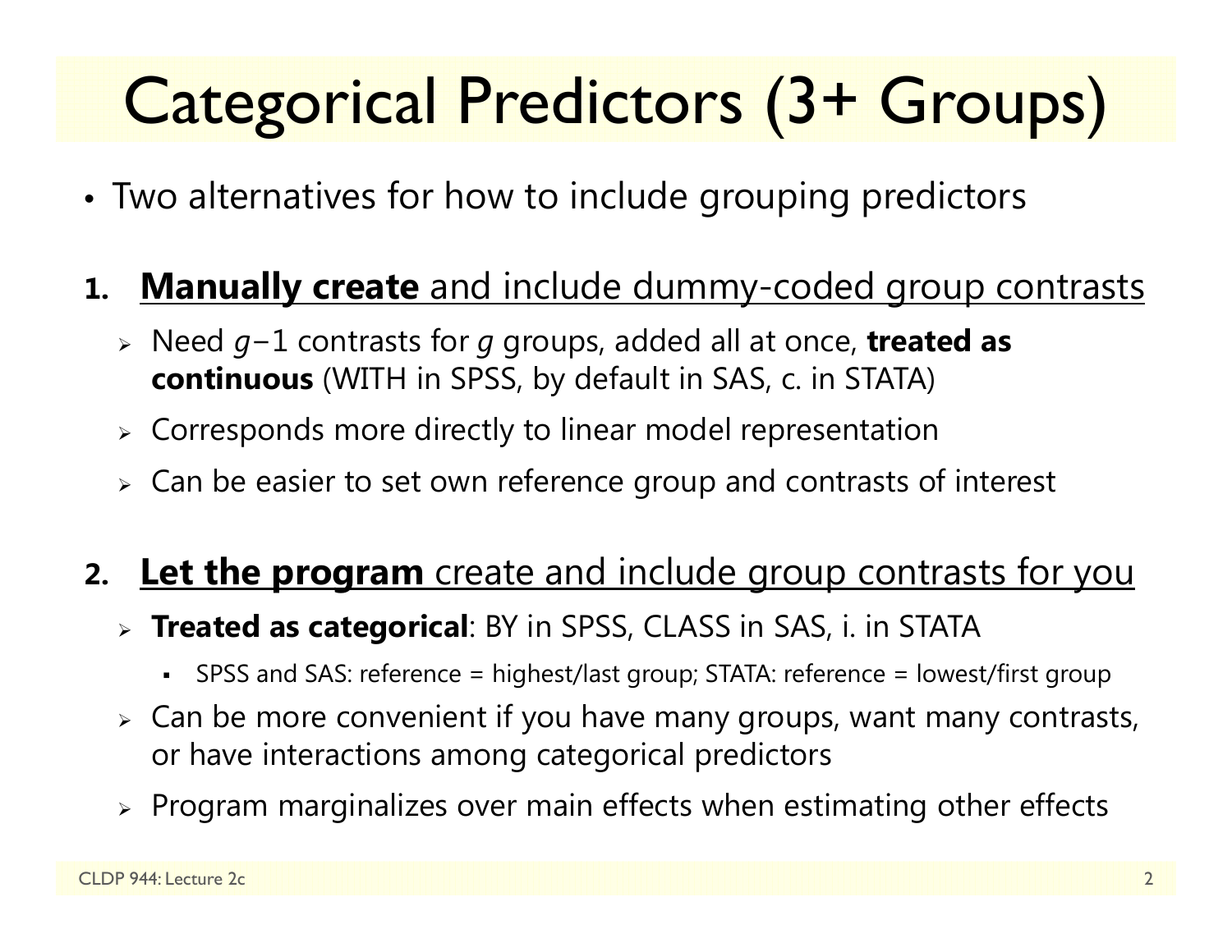# Categorical Predictors (3+ Groups)

- Two alternatives for how to include grouping predictors

1. **Manually create** and include dummy-coded group contrasts
   - Need $g-1$ contrasts for $g$ groups, added all at once, **treated as continuous** (WITH in SPSS, by default in SAS, c. in STATA)
   - Corresponds more directly to linear model representation
   - Can be easier to set own reference group and contrasts of interest

2. **Let the program** create and include group contrasts for you
   - **Treated as categorical**: BY in SPSS, CLASS in SAS, i. in STATA
     - SPSS and SAS: reference = highest/last group; STATA: reference = lowest/first group
   - Can be more convenient if you have many groups, want many contrasts, or have interactions among categorical predictors
   - Program marginalizes over main effects when estimating other effects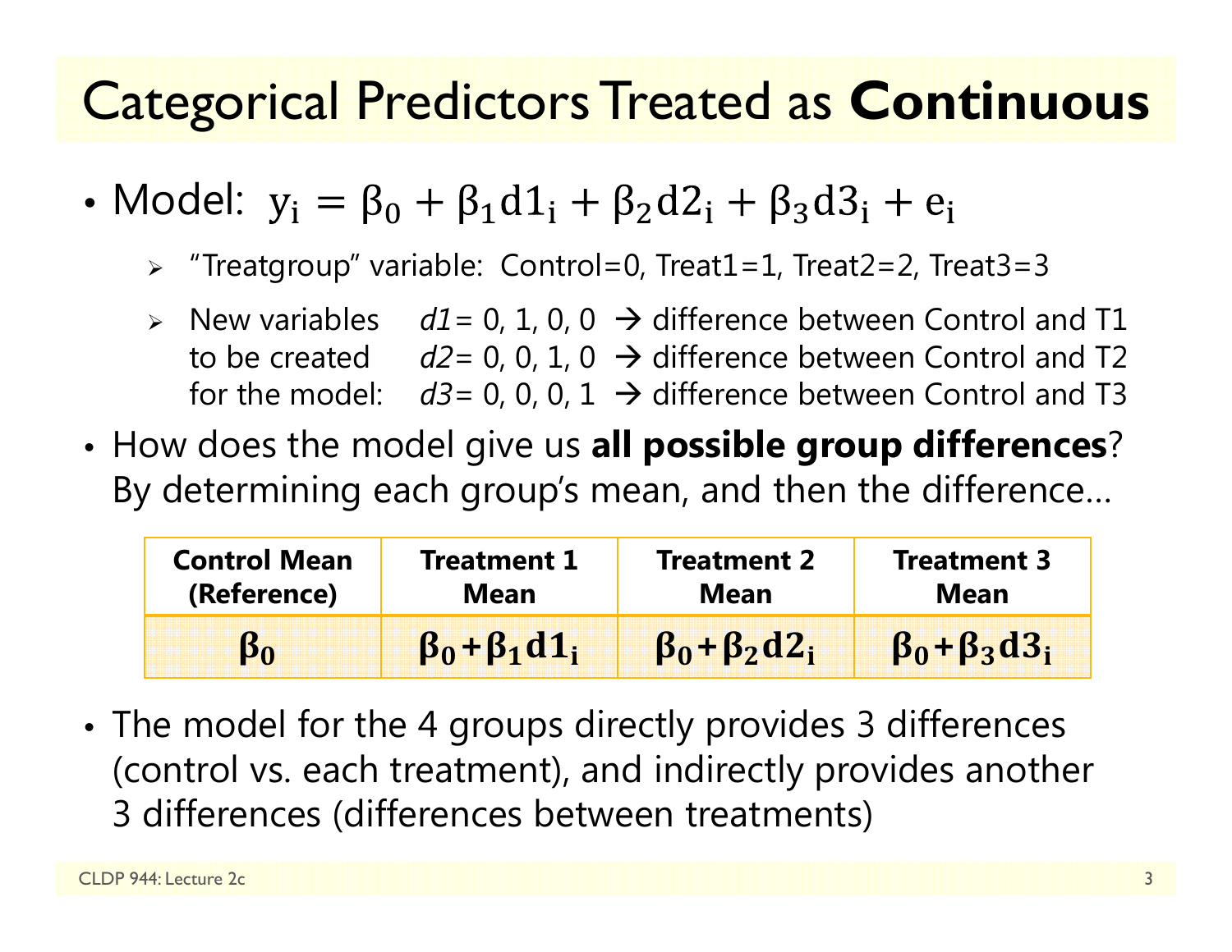# Categorical Predictors Treated as **Continuous**

- Model: $y_i = \beta_0 + \beta_1 d1_i + \beta_2 d2_i + \beta_3 d3_i + e_i$
  - "Treatgroup" variable: Control=0, Treat1=1, Treat2=2, Treat3=3
  - New variables to be created for the model:
    - *d1*= 0, 1, 0, 0 → difference between Control and T1
    - *d2*= 0, 0, 1, 0 → difference between Control and T2
    - *d3*= 0, 0, 0, 1 → difference between Control and T3
- How does the model give us **all possible group differences**? By determining each group's mean, and then the difference…

| **Control Mean (Reference)** | **Treatment 1 Mean** | **Treatment 2 Mean** | **Treatment 3 Mean** |
|---|---|---|---|
| $\beta_0$ | $\beta_0 + \beta_1 d1_i$ | $\beta_0 + \beta_2 d2_i$ | $\beta_0 + \beta_3 d3_i$ |

- The model for the 4 groups directly provides 3 differences (control vs. each treatment), and indirectly provides another 3 differences (differences between treatments)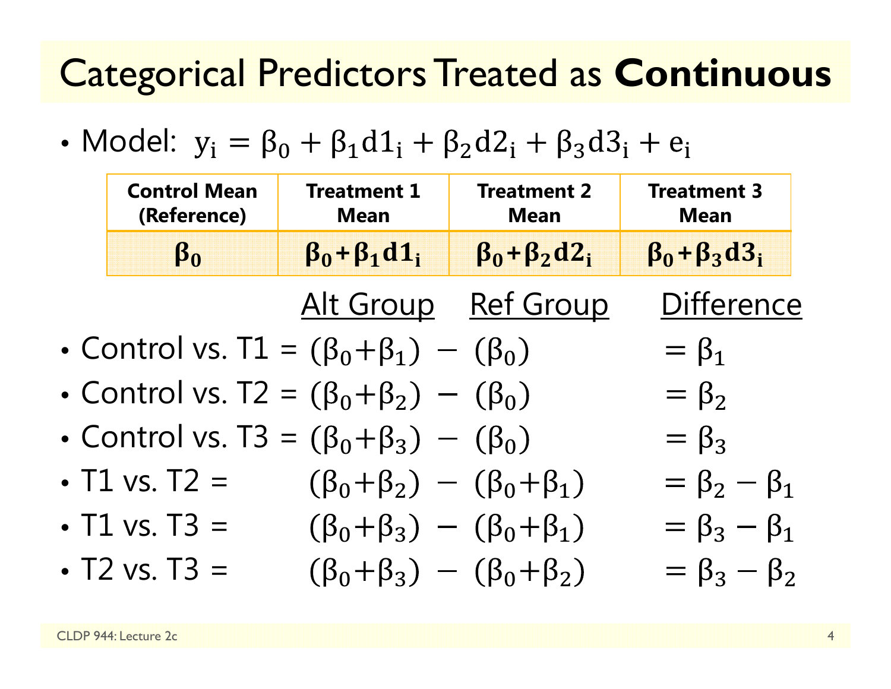# Categorical Predictors Treated as **Continuous**

- Model: $y_i = \beta_0 + \beta_1 d1_i + \beta_2 d2_i + \beta_3 d3_i + e_i$

| Control Mean (Reference) | Treatment 1 Mean | Treatment 2 Mean | Treatment 3 Mean |
|---|---|---|---|
| $\boldsymbol{\beta_0}$ | $\boldsymbol{\beta_0 + \beta_1 d1_i}$ | $\boldsymbol{\beta_0 + \beta_2 d2_i}$ | $\boldsymbol{\beta_0 + \beta_3 d3_i}$ |

| | Alt Group | | Ref Group | Difference |
|---|---|---|---|---|
| Control vs. T1 = | $(\beta_0+\beta_1)$ | $-$ | $(\beta_0)$ | $= \beta_1$ |
| Control vs. T2 = | $(\beta_0+\beta_2)$ | $-$ | $(\beta_0)$ | $= \beta_2$ |
| Control vs. T3 = | $(\beta_0+\beta_3)$ | $-$ | $(\beta_0)$ | $= \beta_3$ |
| T1 vs. T2 = | $(\beta_0+\beta_2)$ | $-$ | $(\beta_0+\beta_1)$ | $= \beta_2 - \beta_1$ |
| T1 vs. T3 = | $(\beta_0+\beta_3)$ | $-$ | $(\beta_0+\beta_1)$ | $= \beta_3 - \beta_1$ |
| T2 vs. T3 = | $(\beta_0+\beta_3)$ | $-$ | $(\beta_0+\beta_2)$ | $= \beta_3 - \beta_2$ |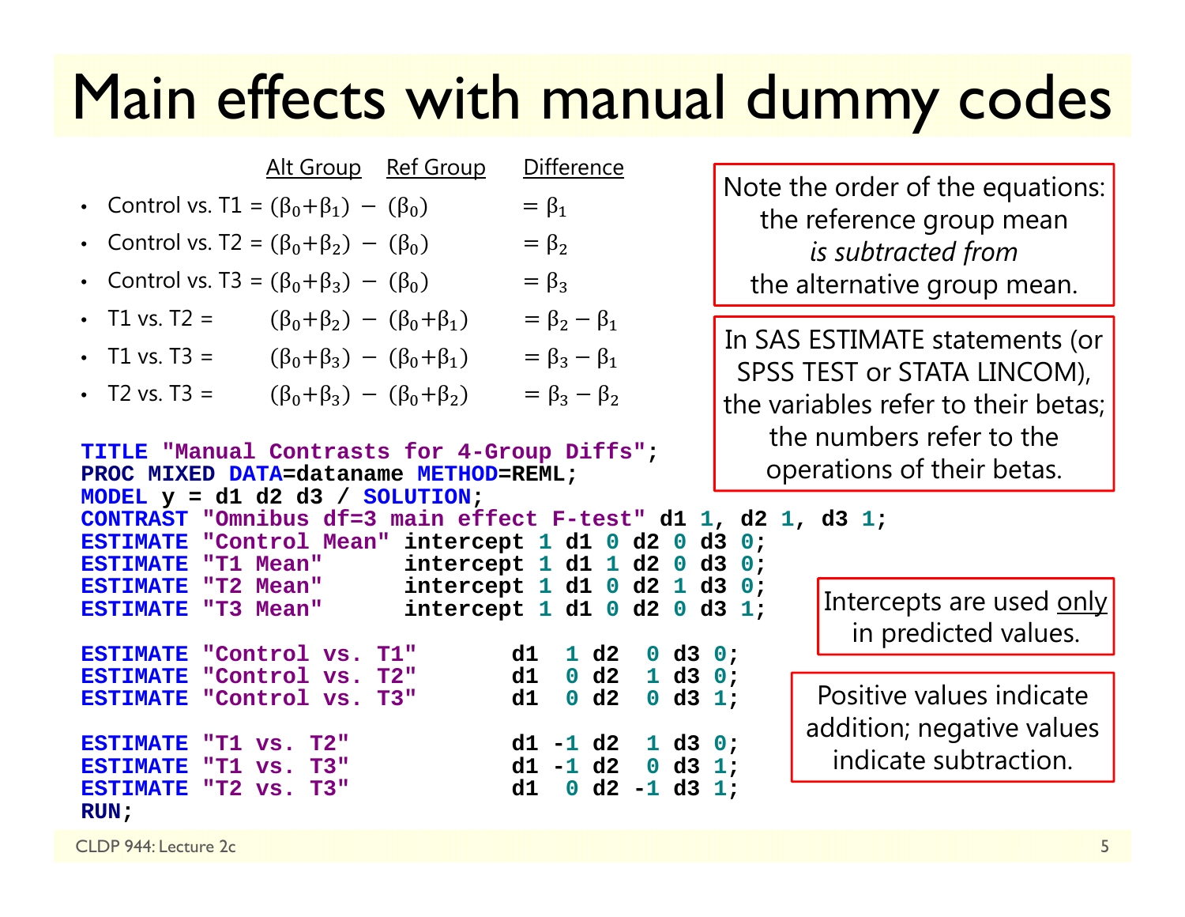# Main effects with manual dummy codes

| | Alt Group | Ref Group | Difference |
|---|---|---|---|
| Control vs. T1 = | $(\beta_0+\beta_1)$ − | $(\beta_0)$ | $= \beta_1$ |
| Control vs. T2 = | $(\beta_0+\beta_2)$ − | $(\beta_0)$ | $= \beta_2$ |
| Control vs. T3 = | $(\beta_0+\beta_3)$ − | $(\beta_0)$ | $= \beta_3$ |
| T1 vs. T2 = | $(\beta_0+\beta_2)$ − | $(\beta_0+\beta_1)$ | $= \beta_2 - \beta_1$ |
| T1 vs. T3 = | $(\beta_0+\beta_3)$ − | $(\beta_0+\beta_1)$ | $= \beta_3 - \beta_1$ |
| T2 vs. T3 = | $(\beta_0+\beta_3)$ − | $(\beta_0+\beta_2)$ | $= \beta_3 - \beta_2$ |

Note the order of the equations: the reference group mean *is subtracted from* the alternative group mean.

In SAS ESTIMATE statements (or SPSS TEST or STATA LINCOM), the variables refer to their betas; the numbers refer to the operations of their betas.

```
TITLE "Manual Contrasts for 4-Group Diffs";
PROC MIXED DATA=dataname METHOD=REML;
MODEL y = d1 d2 d3 / SOLUTION;
CONTRAST "Omnibus df=3 main effect F-test" d1 1, d2 1, d3 1;
ESTIMATE "Control Mean" intercept 1 d1 0 d2 0 d3 0;
ESTIMATE "T1 Mean"      intercept 1 d1 1 d2 0 d3 0;
ESTIMATE "T2 Mean"      intercept 1 d1 0 d2 1 d3 0;
ESTIMATE "T3 Mean"      intercept 1 d1 0 d2 0 d3 1;

ESTIMATE "Control vs. T1"       d1  1 d2  0 d3 0;
ESTIMATE "Control vs. T2"       d1  0 d2  1 d3 0;
ESTIMATE "Control vs. T3"       d1  0 d2  0 d3 1;

ESTIMATE "T1 vs. T2"            d1 -1 d2  1 d3 0;
ESTIMATE "T1 vs. T3"            d1 -1 d2  0 d3 1;
ESTIMATE "T2 vs. T3"            d1  0 d2 -1 d3 1;
RUN;
```

Intercepts are used only in predicted values.

Positive values indicate addition; negative values indicate subtraction.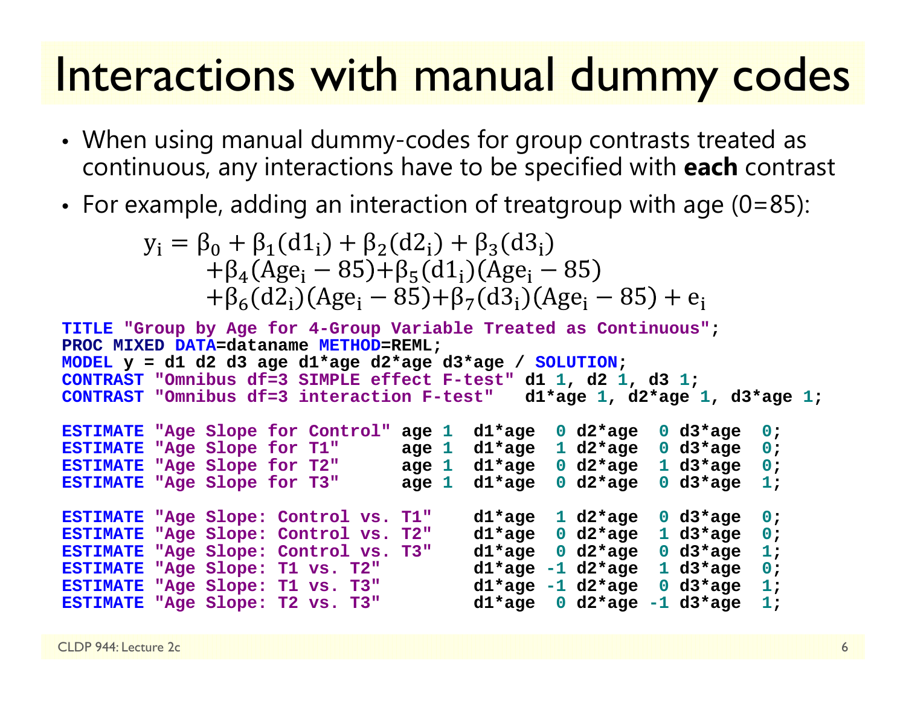# Interactions with manual dummy codes

- When using manual dummy-codes for group contrasts treated as continuous, any interactions have to be specified with **each** contrast
- For example, adding an interaction of treatgroup with age (0=85):

$$
\begin{aligned}
y_i = \beta_0 &+ \beta_1(d1_i) + \beta_2(d2_i) + \beta_3(d3_i) \\
&+ \beta_4(Age_i - 85) + \beta_5(d1_i)(Age_i - 85) \\
&+ \beta_6(d2_i)(Age_i - 85) + \beta_7(d3_i)(Age_i - 85) + e_i
\end{aligned}
$$

```
TITLE "Group by Age for 4-Group Variable Treated as Continuous";
PROC MIXED DATA=dataname METHOD=REML;
MODEL y = d1 d2 d3 age d1*age d2*age d3*age / SOLUTION;
CONTRAST "Omnibus df=3 SIMPLE effect F-test" d1 1, d2 1, d3 1;
CONTRAST "Omnibus df=3 interaction F-test"   d1*age 1, d2*age 1, d3*age 1;

ESTIMATE "Age Slope for Control" age 1  d1*age  0 d2*age  0 d3*age  0;
ESTIMATE "Age Slope for T1"      age 1  d1*age  1 d2*age  0 d3*age  0;
ESTIMATE "Age Slope for T2"      age 1  d1*age  0 d2*age  1 d3*age  0;
ESTIMATE "Age Slope for T3"      age 1  d1*age  0 d2*age  0 d3*age  1;

ESTIMATE "Age Slope: Control vs. T1"    d1*age  1 d2*age  0 d3*age  0;
ESTIMATE "Age Slope: Control vs. T2"    d1*age  0 d2*age  1 d3*age  0;
ESTIMATE "Age Slope: Control vs. T3"    d1*age  0 d2*age  0 d3*age  1;
ESTIMATE "Age Slope: T1 vs. T2"         d1*age -1 d2*age  1 d3*age  0;
ESTIMATE "Age Slope: T1 vs. T3"         d1*age -1 d2*age  0 d3*age  1;
ESTIMATE "Age Slope: T2 vs. T3"         d1*age  0 d2*age -1 d3*age  1;
```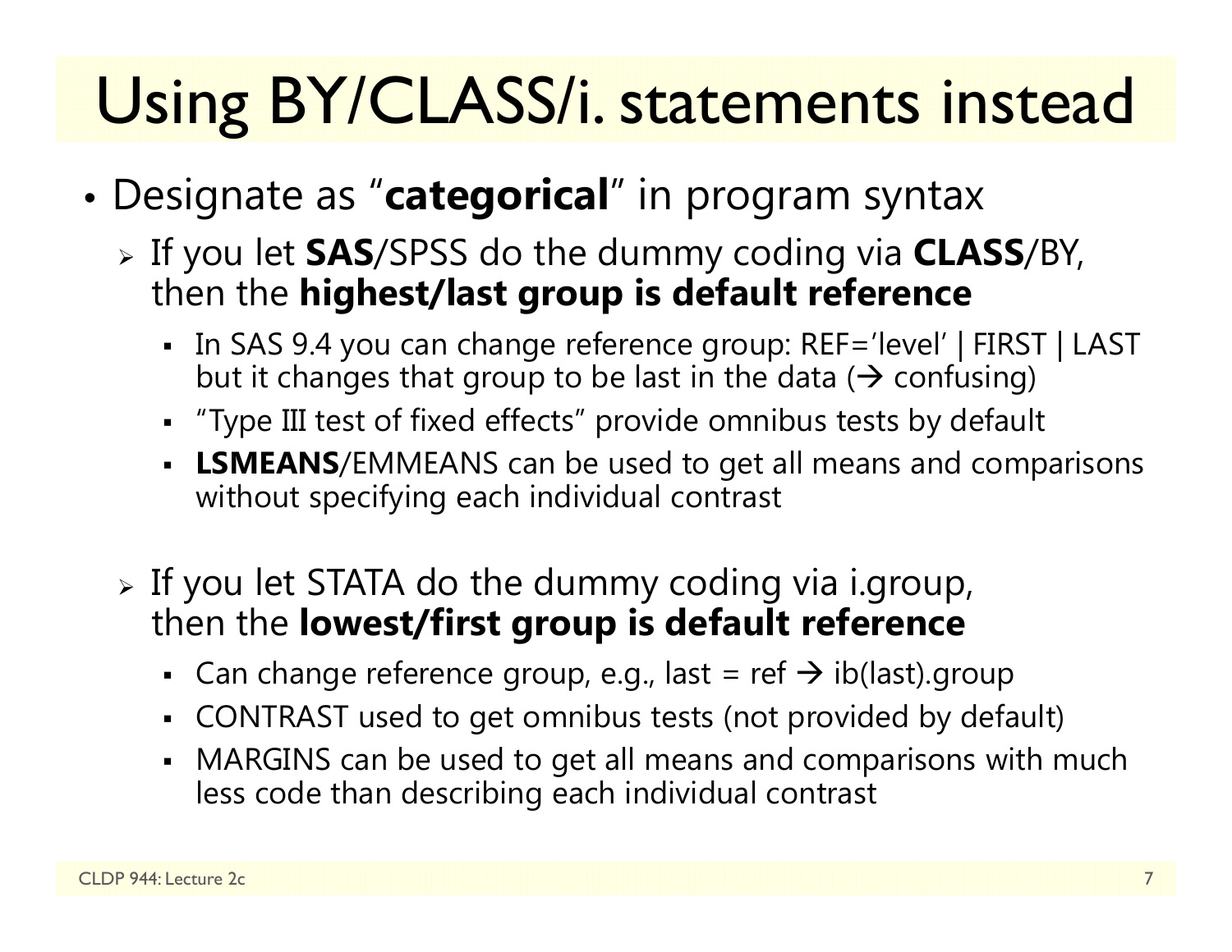# Using BY/CLASS/i. statements instead

- Designate as "**categorical**" in program syntax
  - If you let **SAS**/SPSS do the dummy coding via **CLASS**/BY, then the **highest/last group is default reference**
    - In SAS 9.4 you can change reference group: REF='level' | FIRST | LAST but it changes that group to be last in the data (→ confusing)
    - "Type III test of fixed effects" provide omnibus tests by default
    - **LSMEANS**/EMMEANS can be used to get all means and comparisons without specifying each individual contrast
  - If you let STATA do the dummy coding via i.group, then the **lowest/first group is default reference**
    - Can change reference group, e.g., last = ref → ib(last).group
    - CONTRAST used to get omnibus tests (not provided by default)
    - MARGINS can be used to get all means and comparisons with much less code than describing each individual contrast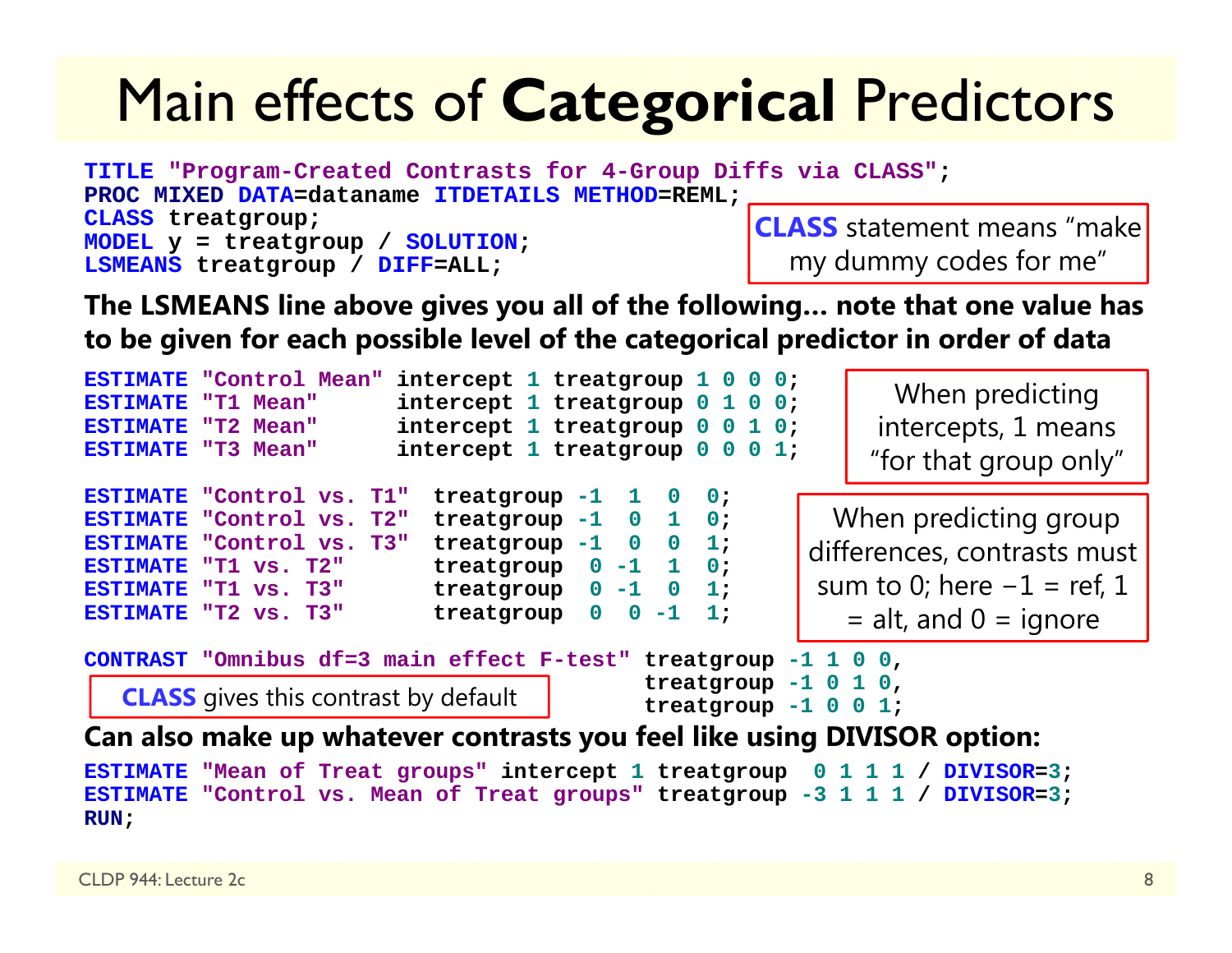# Main effects of **Categorical** Predictors

```
TITLE "Program-Created Contrasts for 4-Group Diffs via CLASS";
PROC MIXED DATA=dataname ITDETAILS METHOD=REML;
CLASS treatgroup;
MODEL y = treatgroup / SOLUTION;
LSMEANS treatgroup / DIFF=ALL;
```

**CLASS** statement means "make my dummy codes for me"

**The LSMEANS line above gives you all of the following… note that one value has to be given for each possible level of the categorical predictor in order of data**

```
ESTIMATE "Control Mean" intercept 1 treatgroup 1 0 0 0;
ESTIMATE "T1 Mean"      intercept 1 treatgroup 0 1 0 0;
ESTIMATE "T2 Mean"      intercept 1 treatgroup 0 0 1 0;
ESTIMATE "T3 Mean"      intercept 1 treatgroup 0 0 0 1;
```

When predicting intercepts, 1 means "for that group only"

```
ESTIMATE "Control vs. T1"  treatgroup -1  1  0  0;
ESTIMATE "Control vs. T2"  treatgroup -1  0  1  0;
ESTIMATE "Control vs. T3"  treatgroup -1  0  0  1;
ESTIMATE "T1 vs. T2"       treatgroup  0 -1  1  0;
ESTIMATE "T1 vs. T3"       treatgroup  0 -1  0  1;
ESTIMATE "T2 vs. T3"       treatgroup  0  0 -1  1;
```

When predicting group differences, contrasts must sum to 0; here −1 = ref, 1 = alt, and 0 = ignore

```
CONTRAST "Omnibus df=3 main effect F-test" treatgroup -1 1 0 0,
                                           treatgroup -1 0 1 0,
                                           treatgroup -1 0 0 1;
```

**CLASS** gives this contrast by default

**Can also make up whatever contrasts you feel like using DIVISOR option:**

```
ESTIMATE "Mean of Treat groups" intercept 1 treatgroup  0 1 1 1 / DIVISOR=3;
ESTIMATE "Control vs. Mean of Treat groups" treatgroup -3 1 1 1 / DIVISOR=3;
RUN;
```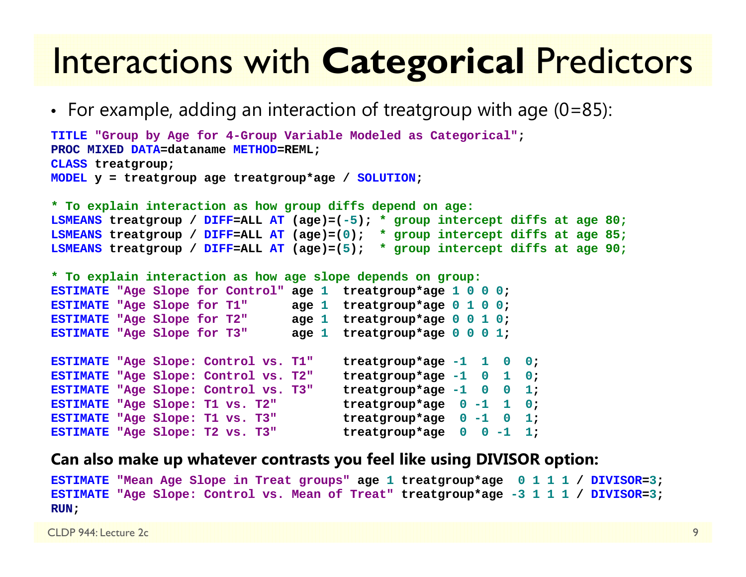# Interactions with **Categorical** Predictors

- For example, adding an interaction of treatgroup with age (0=85):

```
TITLE "Group by Age for 4-Group Variable Modeled as Categorical";
PROC MIXED DATA=dataname METHOD=REML;
CLASS treatgroup;
MODEL y = treatgroup age treatgroup*age / SOLUTION;

* To explain interaction as how group diffs depend on age:
LSMEANS treatgroup / DIFF=ALL AT (age)=(-5); * group intercept diffs at age 80;
LSMEANS treatgroup / DIFF=ALL AT (age)=(0);  * group intercept diffs at age 85;
LSMEANS treatgroup / DIFF=ALL AT (age)=(5);  * group intercept diffs at age 90;

* To explain interaction as how age slope depends on group:
ESTIMATE "Age Slope for Control" age 1  treatgroup*age 1 0 0 0;
ESTIMATE "Age Slope for T1"      age 1  treatgroup*age 0 1 0 0;
ESTIMATE "Age Slope for T2"      age 1  treatgroup*age 0 0 1 0;
ESTIMATE "Age Slope for T3"      age 1  treatgroup*age 0 0 0 1;

ESTIMATE "Age Slope: Control vs. T1"    treatgroup*age -1  1  0  0;
ESTIMATE "Age Slope: Control vs. T2"    treatgroup*age -1  0  1  0;
ESTIMATE "Age Slope: Control vs. T3"    treatgroup*age -1  0  0  1;
ESTIMATE "Age Slope: T1 vs. T2"         treatgroup*age  0 -1  1  0;
ESTIMATE "Age Slope: T1 vs. T3"         treatgroup*age  0 -1  0  1;
ESTIMATE "Age Slope: T2 vs. T3"         treatgroup*age  0  0 -1  1;
```

**Can also make up whatever contrasts you feel like using DIVISOR option:**

```
ESTIMATE "Mean Age Slope in Treat groups" age 1 treatgroup*age  0 1 1 1 / DIVISOR=3;
ESTIMATE "Age Slope: Control vs. Mean of Treat" treatgroup*age -3 1 1 1 / DIVISOR=3;
RUN;
```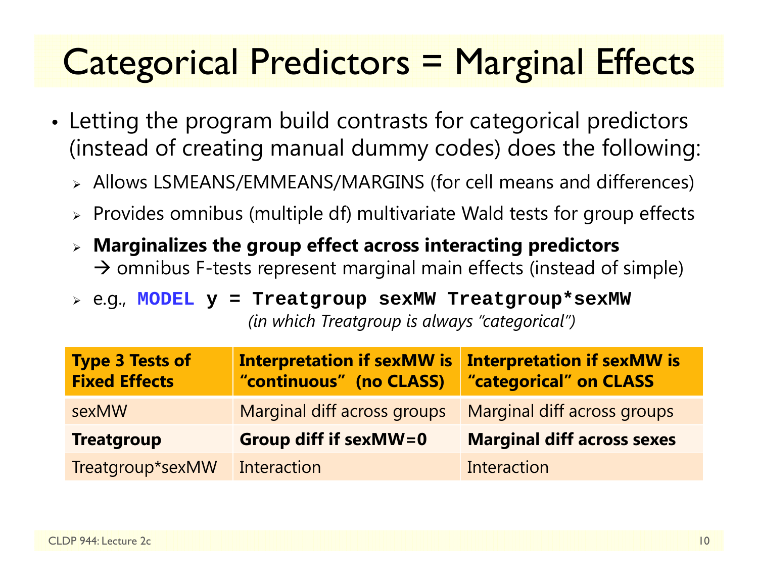# Categorical Predictors = Marginal Effects

- Letting the program build contrasts for categorical predictors (instead of creating manual dummy codes) does the following:
  - Allows LSMEANS/EMMEANS/MARGINS (for cell means and differences)
  - Provides omnibus (multiple df) multivariate Wald tests for group effects
  - **Marginalizes the group effect across interacting predictors** → omnibus F-tests represent marginal main effects (instead of simple)
  - e.g., `MODEL y = Treatgroup sexMW Treatgroup*sexMW` *(in which Treatgroup is always "categorical")*

| Type 3 Tests of Fixed Effects | Interpretation if sexMW is "continuous" (no CLASS) | Interpretation if sexMW is "categorical" on CLASS |
|---|---|---|
| sexMW | Marginal diff across groups | Marginal diff across groups |
| **Treatgroup** | **Group diff if sexMW=0** | **Marginal diff across sexes** |
| Treatgroup*sexMW | Interaction | Interaction |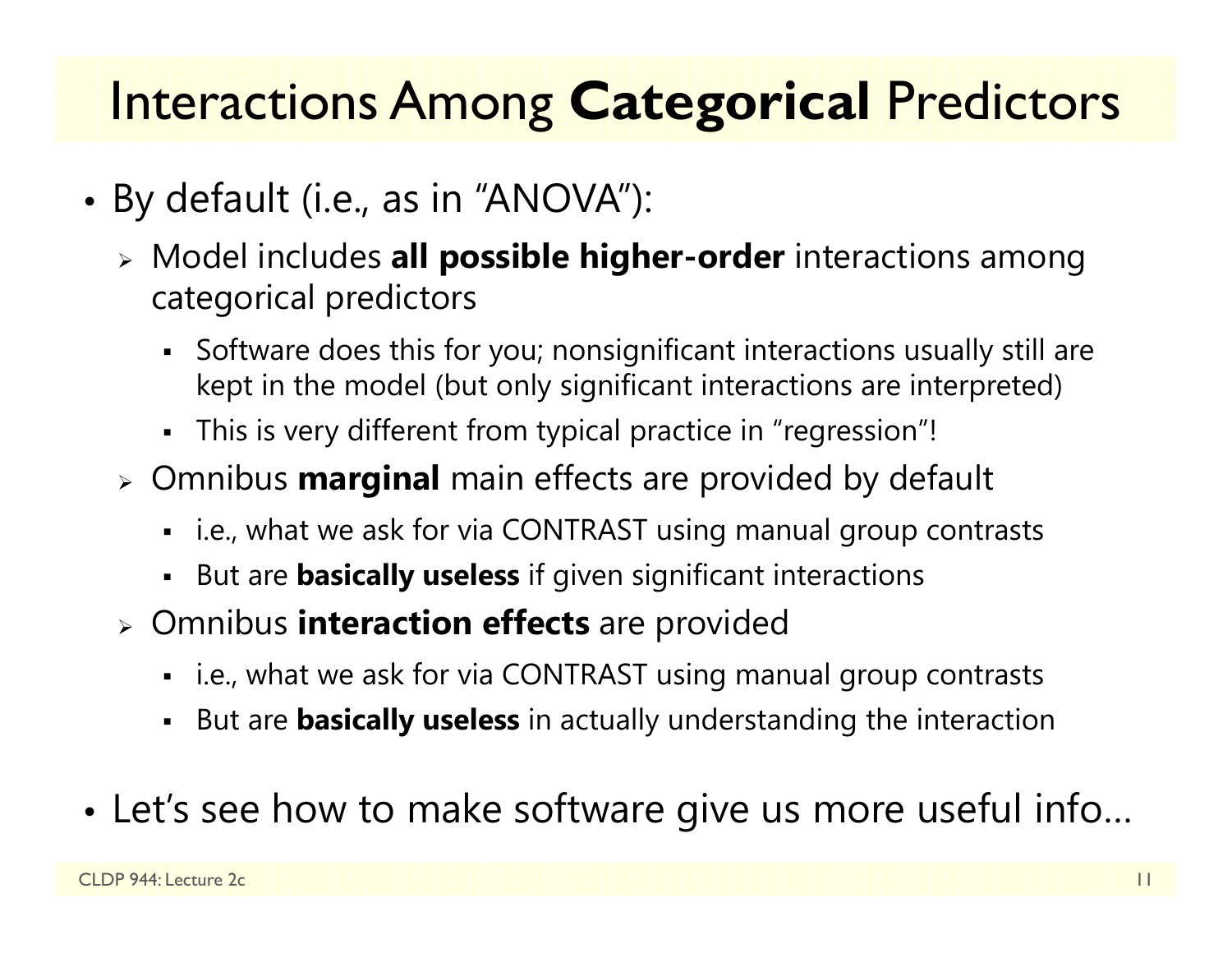# Interactions Among **Categorical** Predictors

- By default (i.e., as in "ANOVA"):
  - Model includes **all possible higher-order** interactions among categorical predictors
    - Software does this for you; nonsignificant interactions usually still are kept in the model (but only significant interactions are interpreted)
    - This is very different from typical practice in "regression"!
  - Omnibus **marginal** main effects are provided by default
    - i.e., what we ask for via CONTRAST using manual group contrasts
    - But are **basically useless** if given significant interactions
  - Omnibus **interaction effects** are provided
    - i.e., what we ask for via CONTRAST using manual group contrasts
    - But are **basically useless** in actually understanding the interaction
- Let's see how to make software give us more useful info…